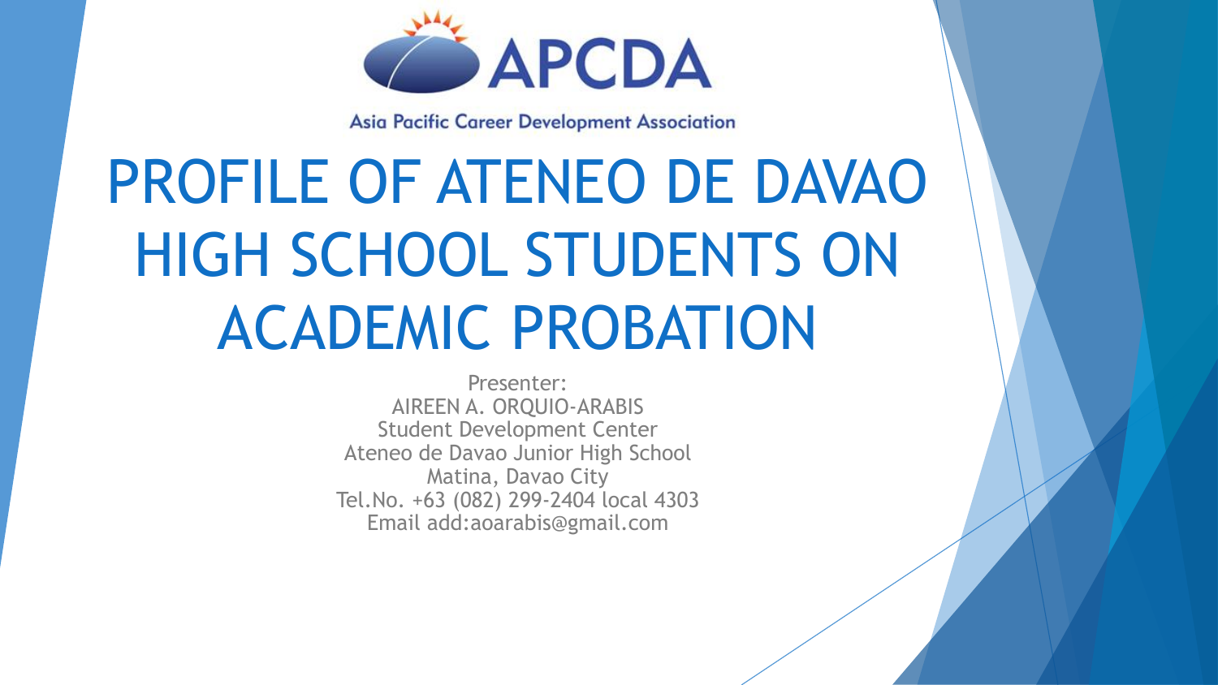APCDA

Asia Pacific Career Development Association

# PROFILE OF ATENEO DE DAVAO HIGH SCHOOL STUDENTS ON ACADEMIC PROBATION

Presenter:
AIREEN A. ORQUIO-ARABIS
Student Development Center
Ateneo de Davao Junior High School
Matina, Davao City
Tel.No. +63 (082) 299-2404 local 4303
Email add:aoarabis@gmail.com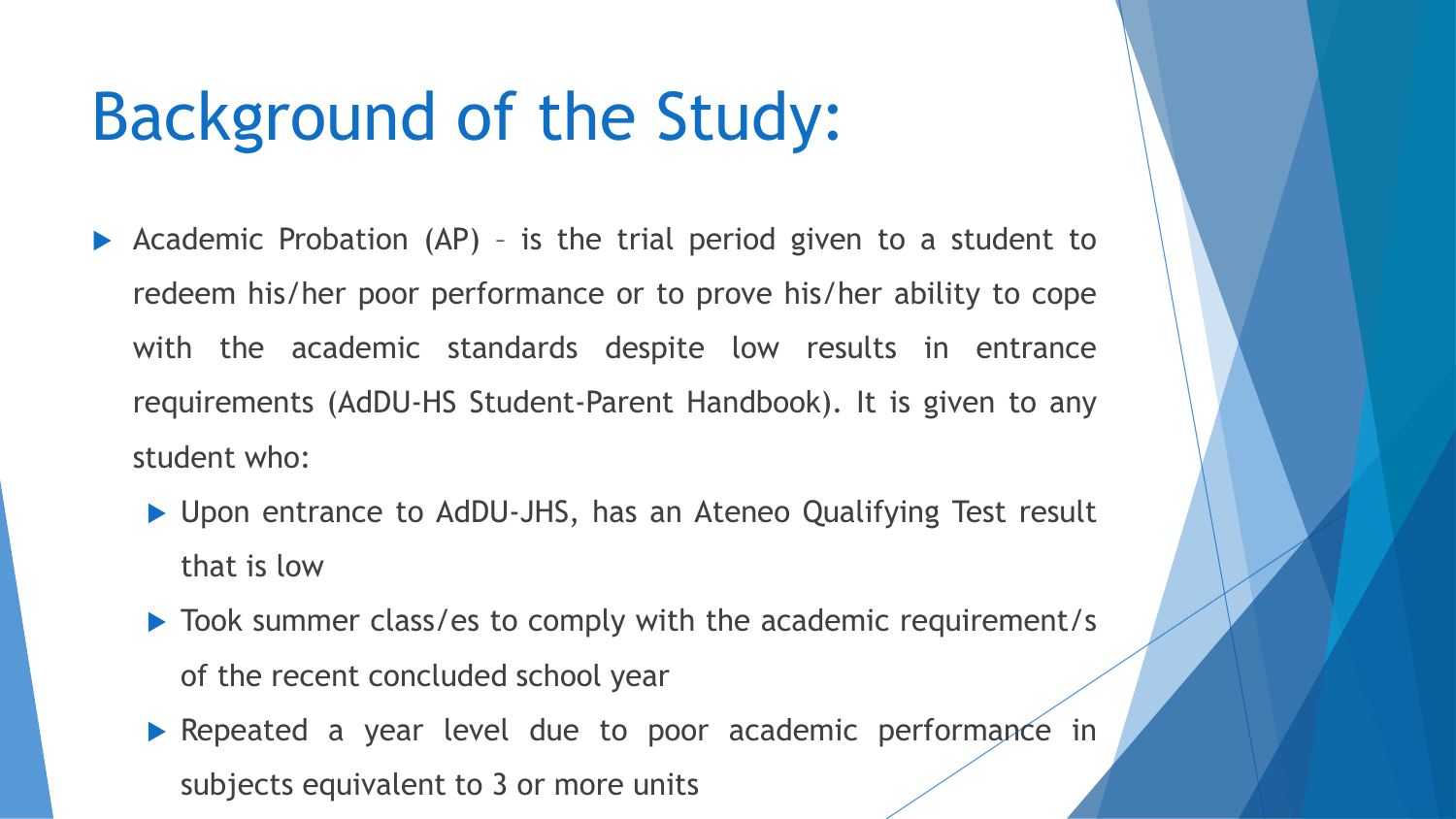# Background of the Study:

- Academic Probation (AP) – is the trial period given to a student to redeem his/her poor performance or to prove his/her ability to cope with the academic standards despite low results in entrance requirements (AdDU-HS Student-Parent Handbook). It is given to any student who:
  - Upon entrance to AdDU-JHS, has an Ateneo Qualifying Test result that is low
  - Took summer class/es to comply with the academic requirement/s of the recent concluded school year
  - Repeated a year level due to poor academic performance in subjects equivalent to 3 or more units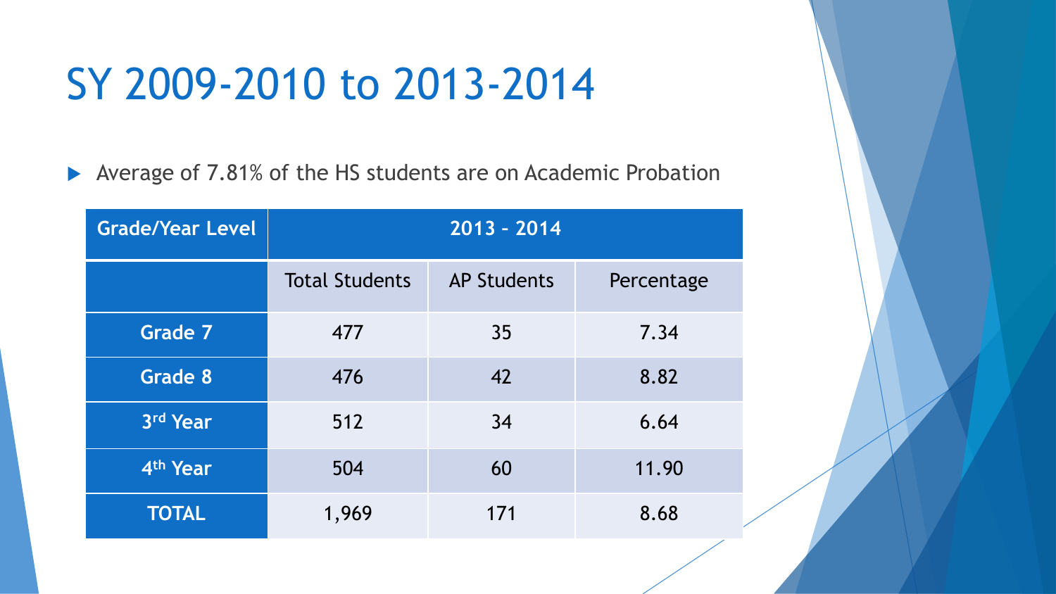# SY 2009-2010 to 2013-2014

- Average of 7.81% of the HS students are on Academic Probation

| Grade/Year Level | 2013 - 2014 | | |
|---|---|---|---|
| | Total Students | AP Students | Percentage |
| Grade 7 | 477 | 35 | 7.34 |
| Grade 8 | 476 | 42 | 8.82 |
| 3rd Year | 512 | 34 | 6.64 |
| 4th Year | 504 | 60 | 11.90 |
| TOTAL | 1,969 | 171 | 8.68 |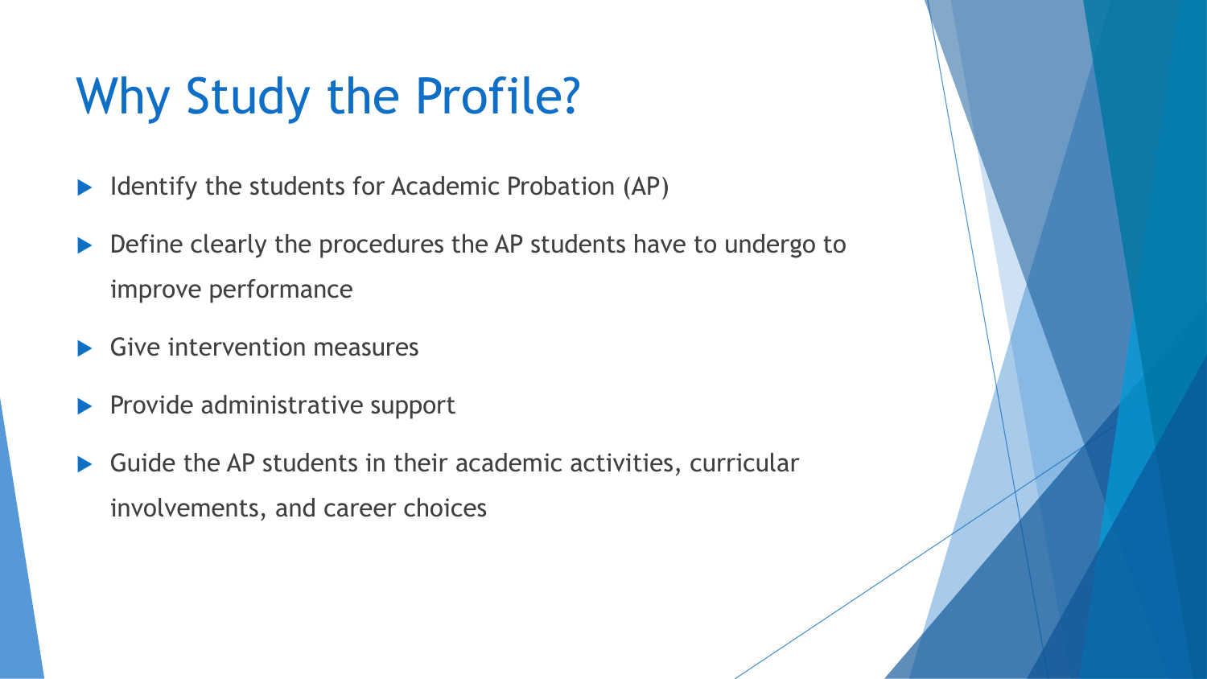# Why Study the Profile?

- Identify the students for Academic Probation (AP)
- Define clearly the procedures the AP students have to undergo to improve performance
- Give intervention measures
- Provide administrative support
- Guide the AP students in their academic activities, curricular involvements, and career choices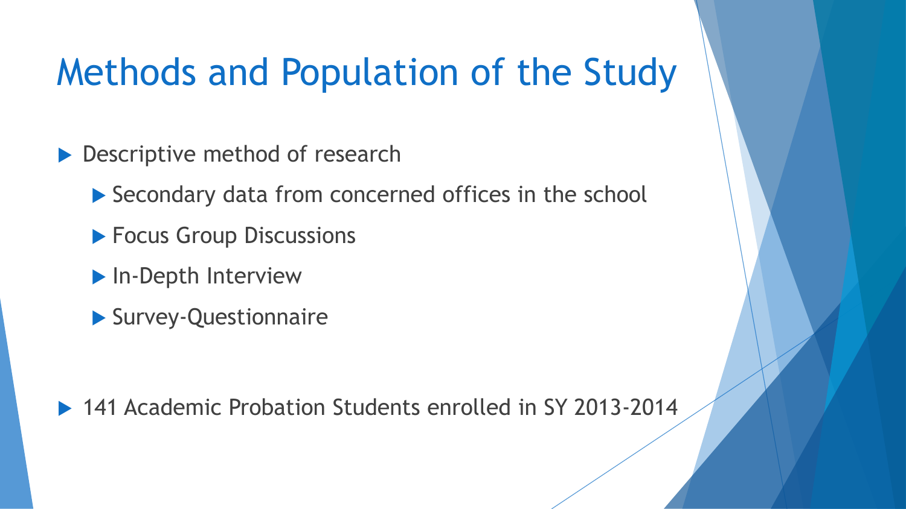# Methods and Population of the Study

- Descriptive method of research
  - Secondary data from concerned offices in the school
  - Focus Group Discussions
  - In-Depth Interview
  - Survey-Questionnaire

- 141 Academic Probation Students enrolled in SY 2013-2014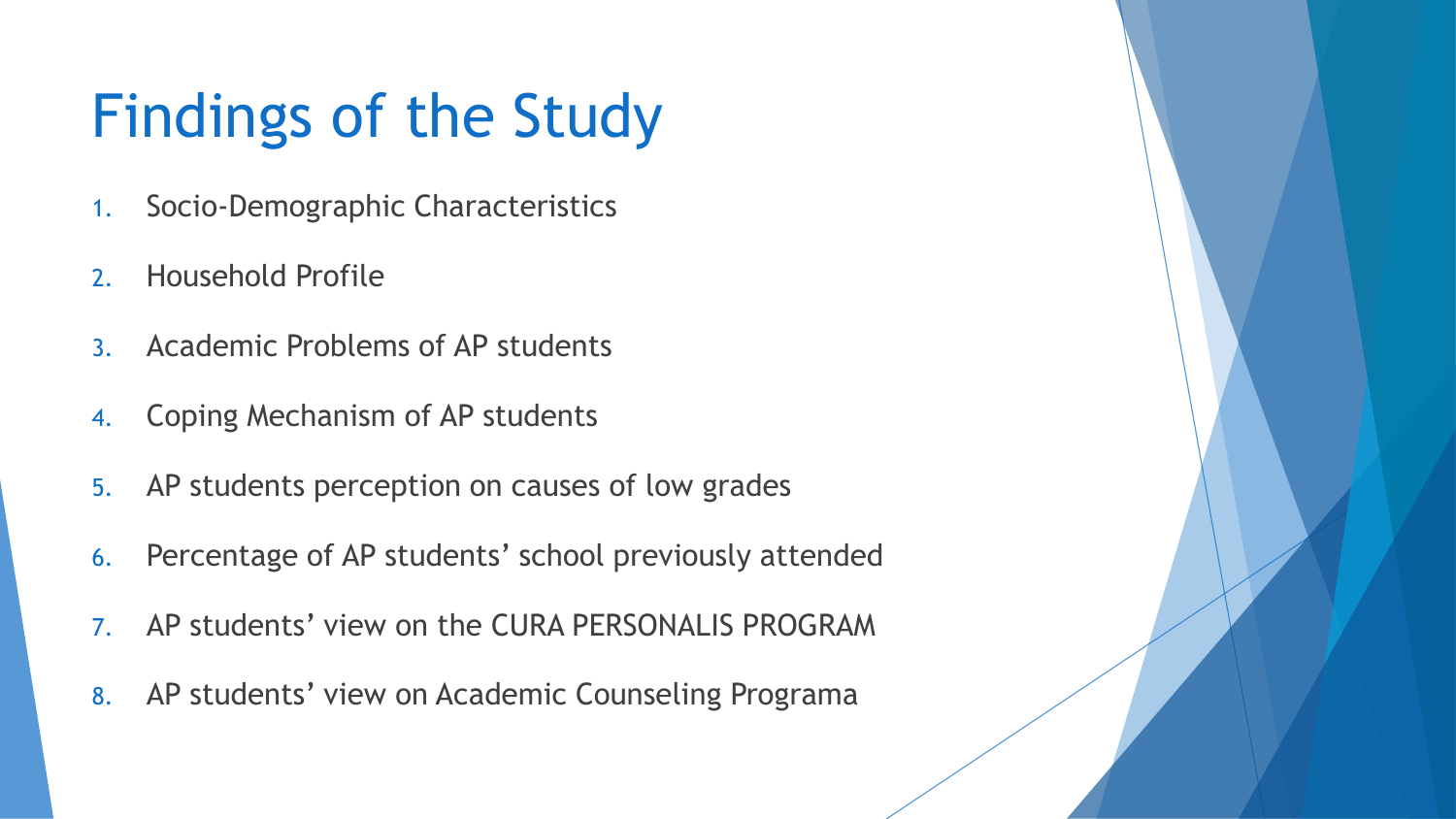# Findings of the Study

1. Socio-Demographic Characteristics
2. Household Profile
3. Academic Problems of AP students
4. Coping Mechanism of AP students
5. AP students perception on causes of low grades
6. Percentage of AP students' school previously attended
7. AP students' view on the CURA PERSONALIS PROGRAM
8. AP students' view on Academic Counseling Programa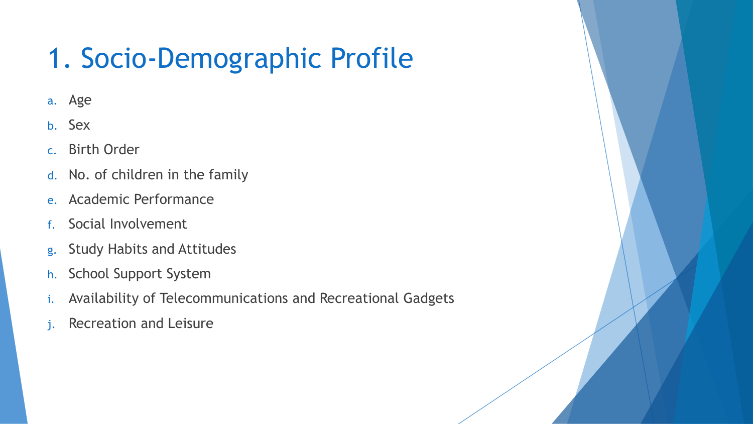# 1. Socio-Demographic Profile

a. Age
b. Sex
c. Birth Order
d. No. of children in the family
e. Academic Performance
f. Social Involvement
g. Study Habits and Attitudes
h. School Support System
i. Availability of Telecommunications and Recreational Gadgets
j. Recreation and Leisure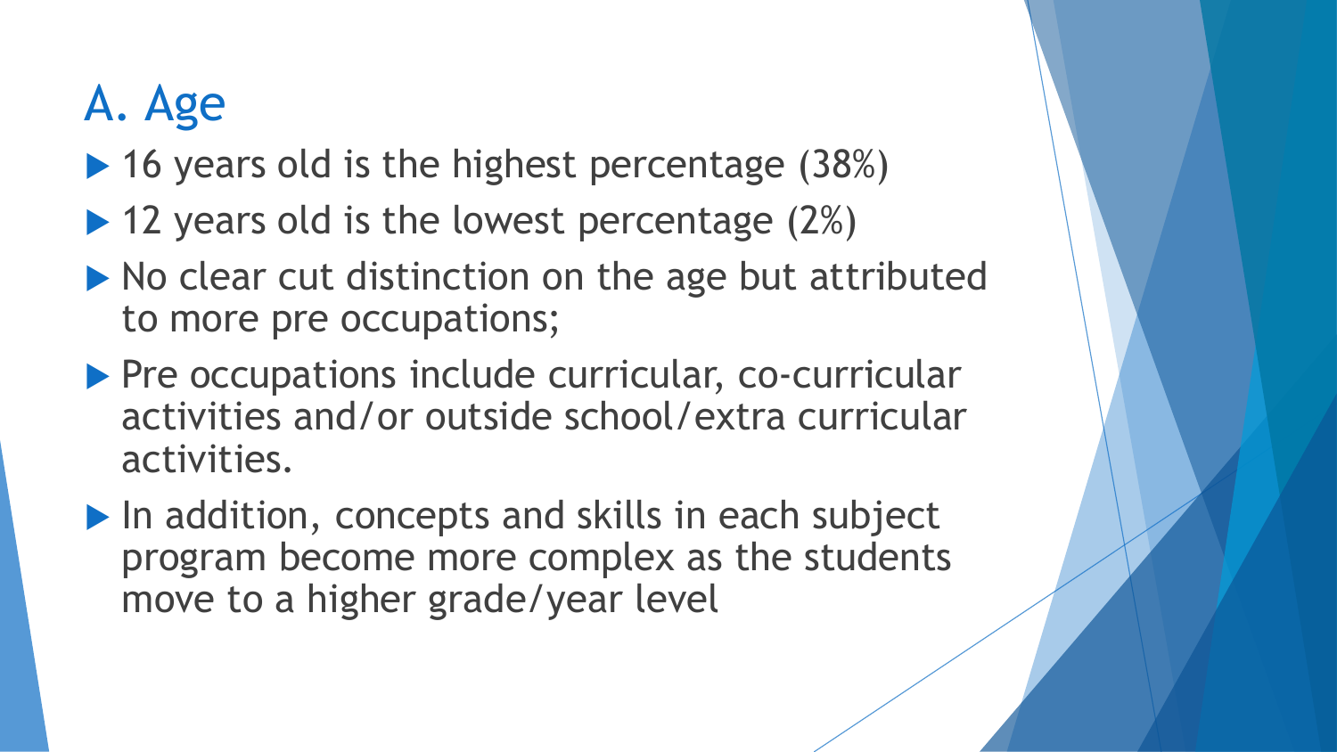# A. Age

- 16 years old is the highest percentage (38%)
- 12 years old is the lowest percentage (2%)
- No clear cut distinction on the age but attributed to more pre occupations;
- Pre occupations include curricular, co-curricular activities and/or outside school/extra curricular activities.
- In addition, concepts and skills in each subject program become more complex as the students move to a higher grade/year level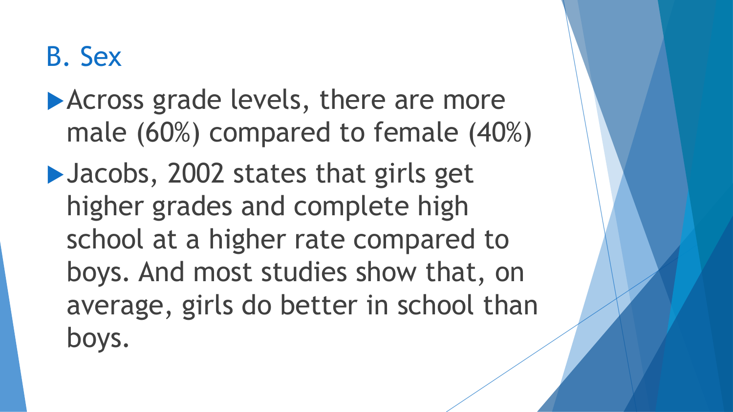## B. Sex

- Across grade levels, there are more male (60%) compared to female (40%)
- Jacobs, 2002 states that girls get higher grades and complete high school at a higher rate compared to boys. And most studies show that, on average, girls do better in school than boys.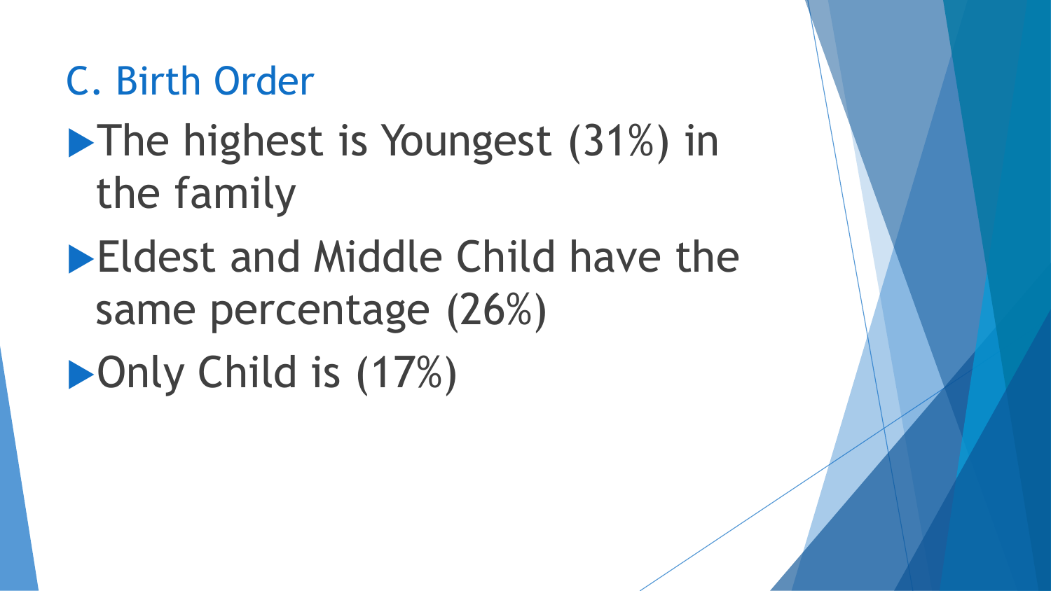## C. Birth Order

- The highest is Youngest (31%) in the family
- Eldest and Middle Child have the same percentage (26%)
- Only Child is (17%)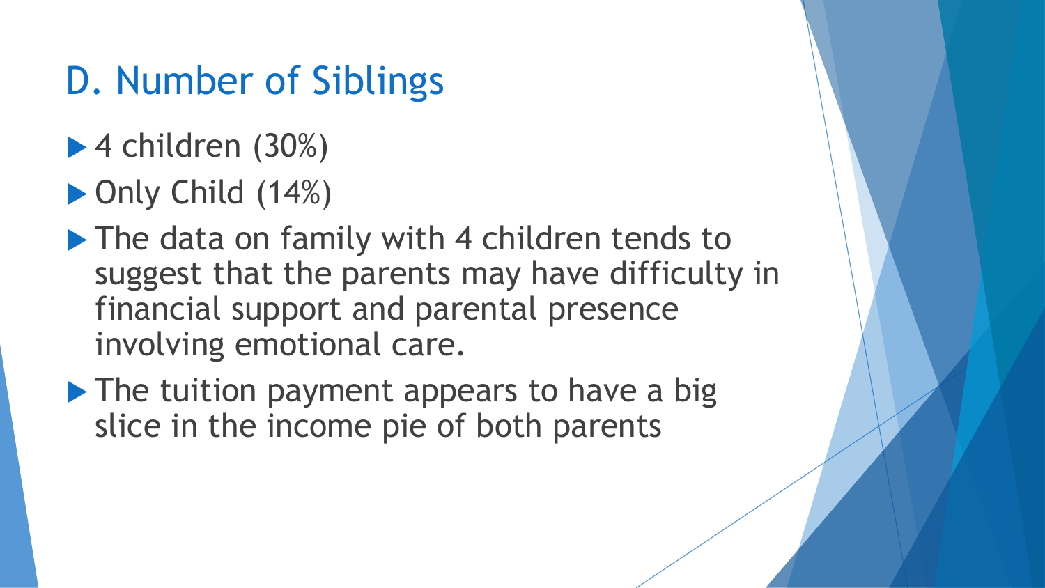# D. Number of Siblings

- 4 children (30%)
- Only Child (14%)
- The data on family with 4 children tends to suggest that the parents may have difficulty in financial support and parental presence involving emotional care.
- The tuition payment appears to have a big slice in the income pie of both parents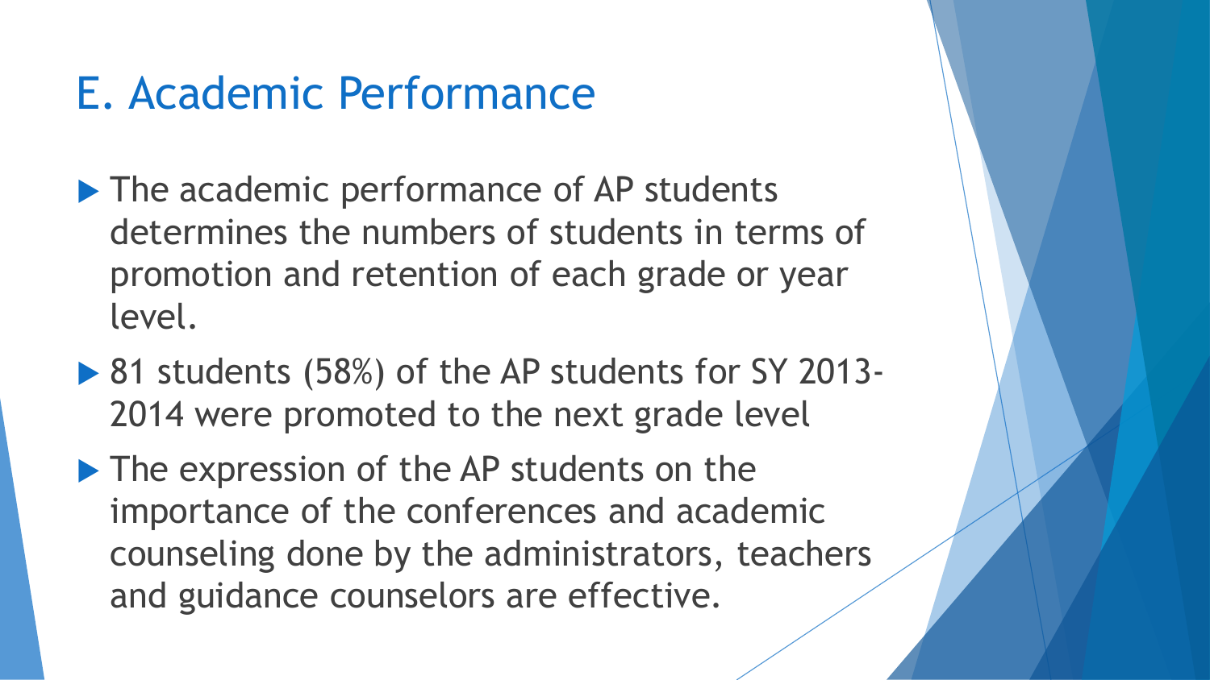# E. Academic Performance

- The academic performance of AP students determines the numbers of students in terms of promotion and retention of each grade or year level.
- 81 students (58%) of the AP students for SY 2013-2014 were promoted to the next grade level
- The expression of the AP students on the importance of the conferences and academic counseling done by the administrators, teachers and guidance counselors are effective.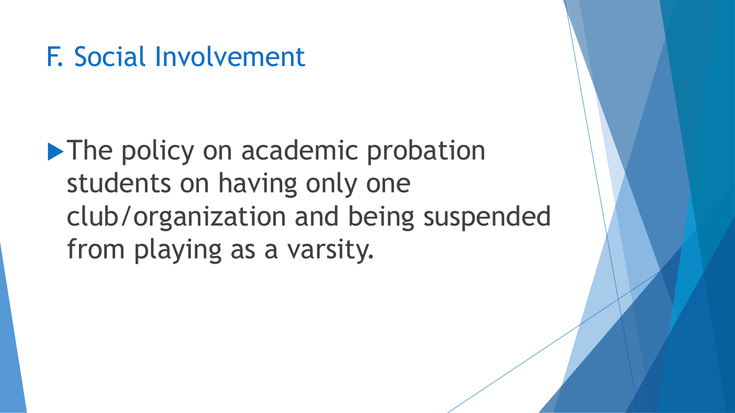## F. Social Involvement

- The policy on academic probation students on having only one club/organization and being suspended from playing as a varsity.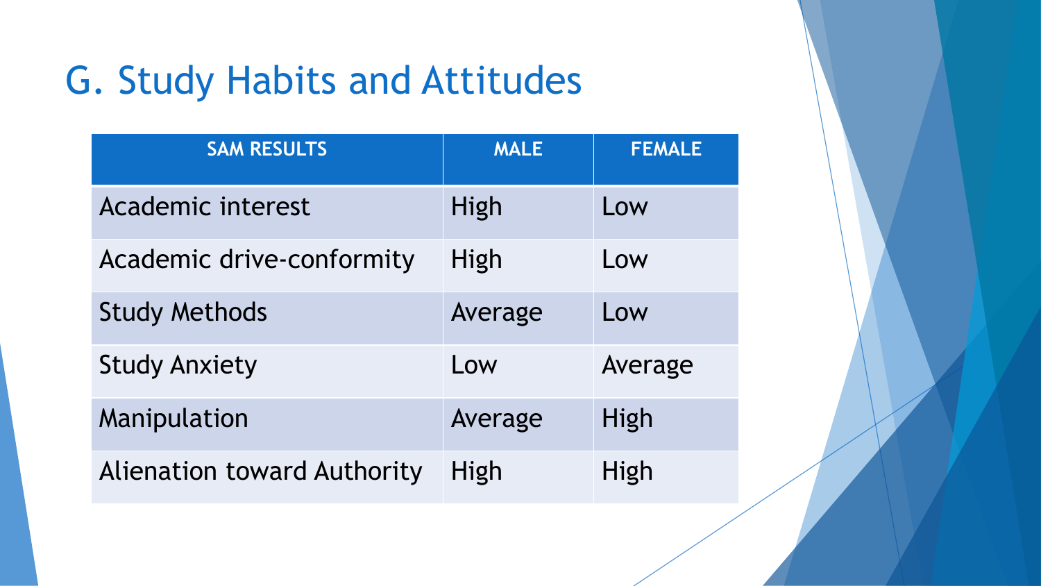# G. Study Habits and Attitudes

| SAM RESULTS | MALE | FEMALE |
| --- | --- | --- |
| Academic interest | High | Low |
| Academic drive-conformity | High | Low |
| Study Methods | Average | Low |
| Study Anxiety | Low | Average |
| Manipulation | Average | High |
| Alienation toward Authority | High | High |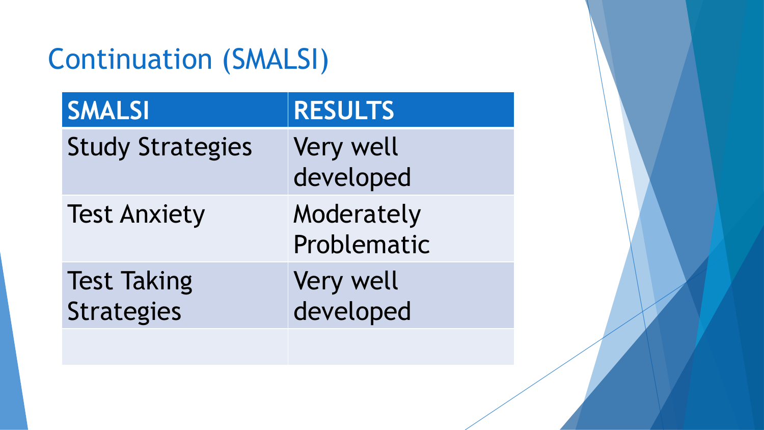# Continuation (SMALSI)

| SMALSI | RESULTS |
| --- | --- |
| Study Strategies | Very well developed |
| Test Anxiety | Moderately Problematic |
| Test Taking Strategies | Very well developed |
| | |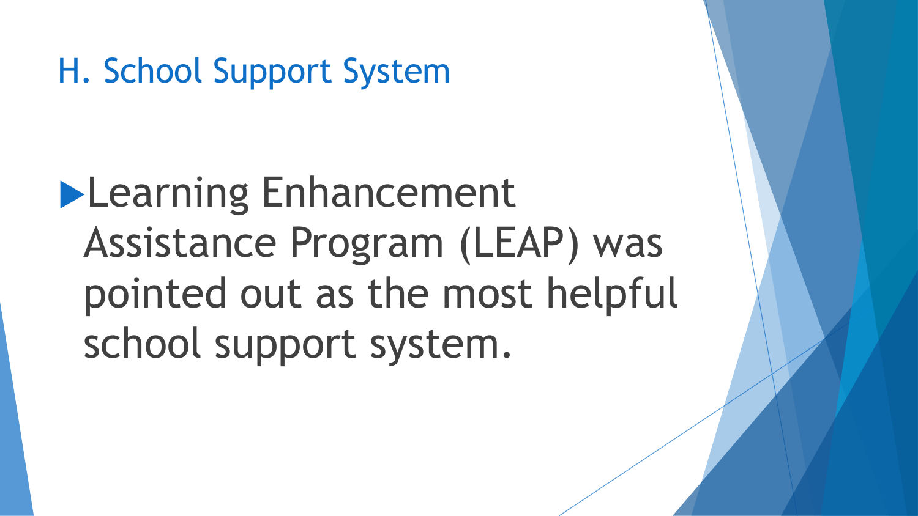## H. School Support System

- Learning Enhancement Assistance Program (LEAP) was pointed out as the most helpful school support system.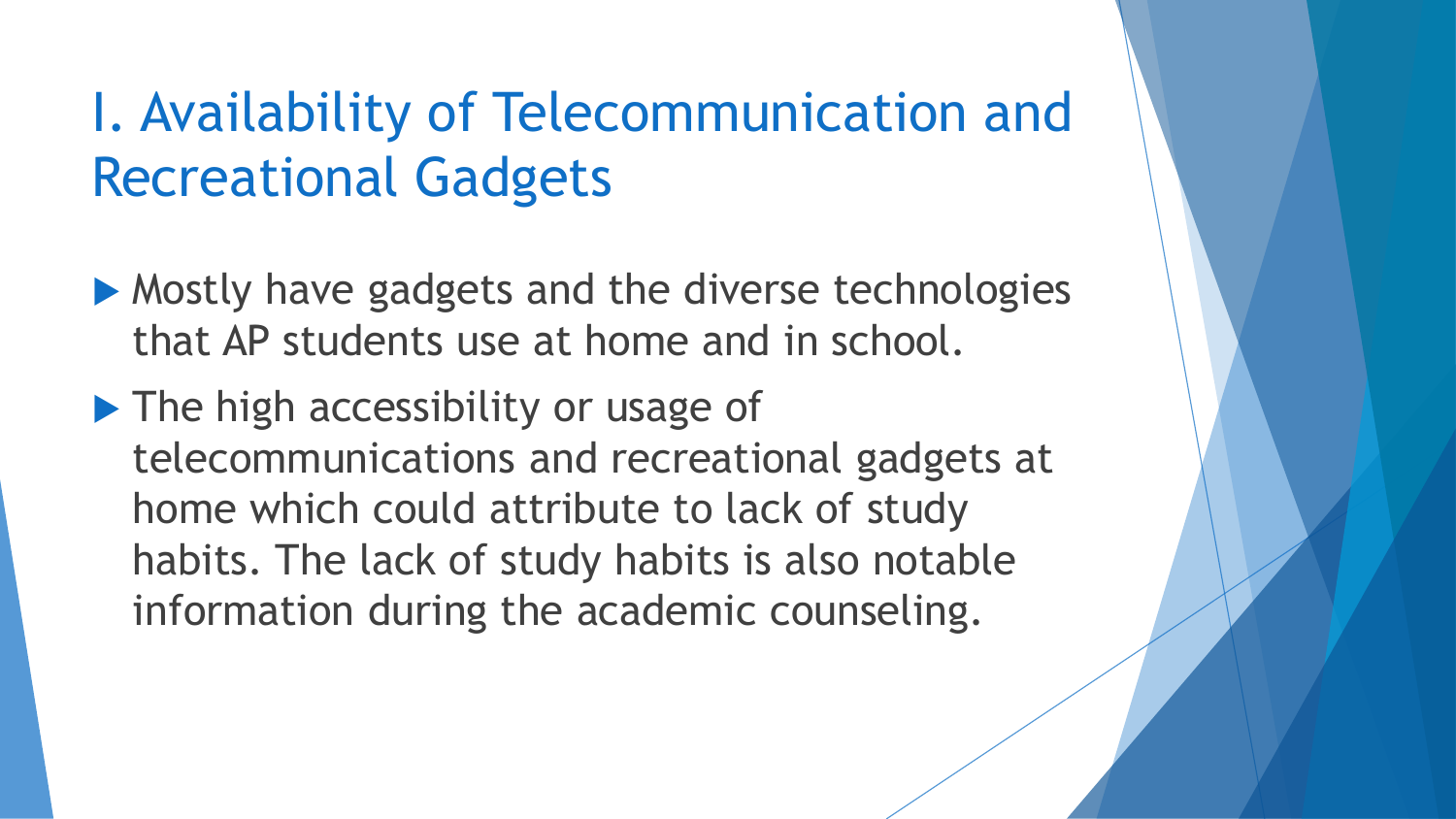# I. Availability of Telecommunication and Recreational Gadgets

- Mostly have gadgets and the diverse technologies that AP students use at home and in school.
- The high accessibility or usage of telecommunications and recreational gadgets at home which could attribute to lack of study habits. The lack of study habits is also notable information during the academic counseling.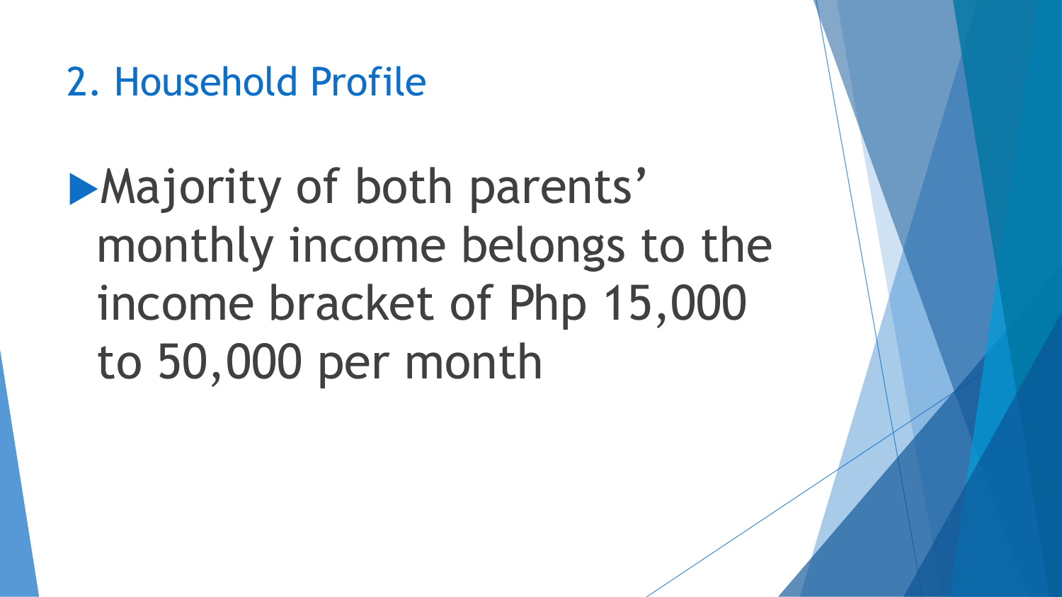## 2. Household Profile

- Majority of both parents' monthly income belongs to the income bracket of Php 15,000 to 50,000 per month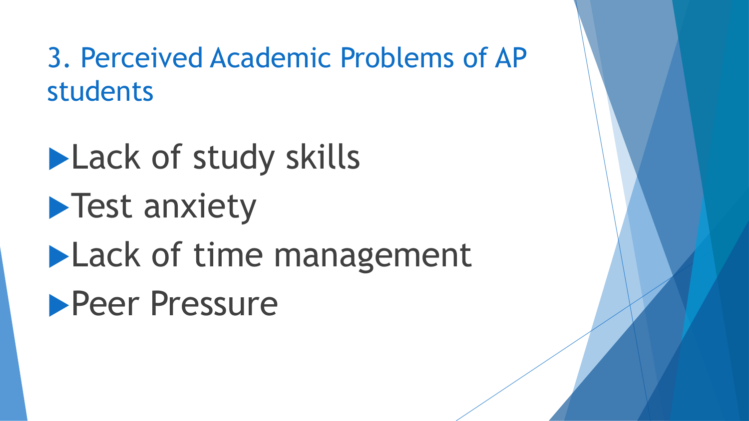## 3. Perceived Academic Problems of AP students

- Lack of study skills
- Test anxiety
- Lack of time management
- Peer Pressure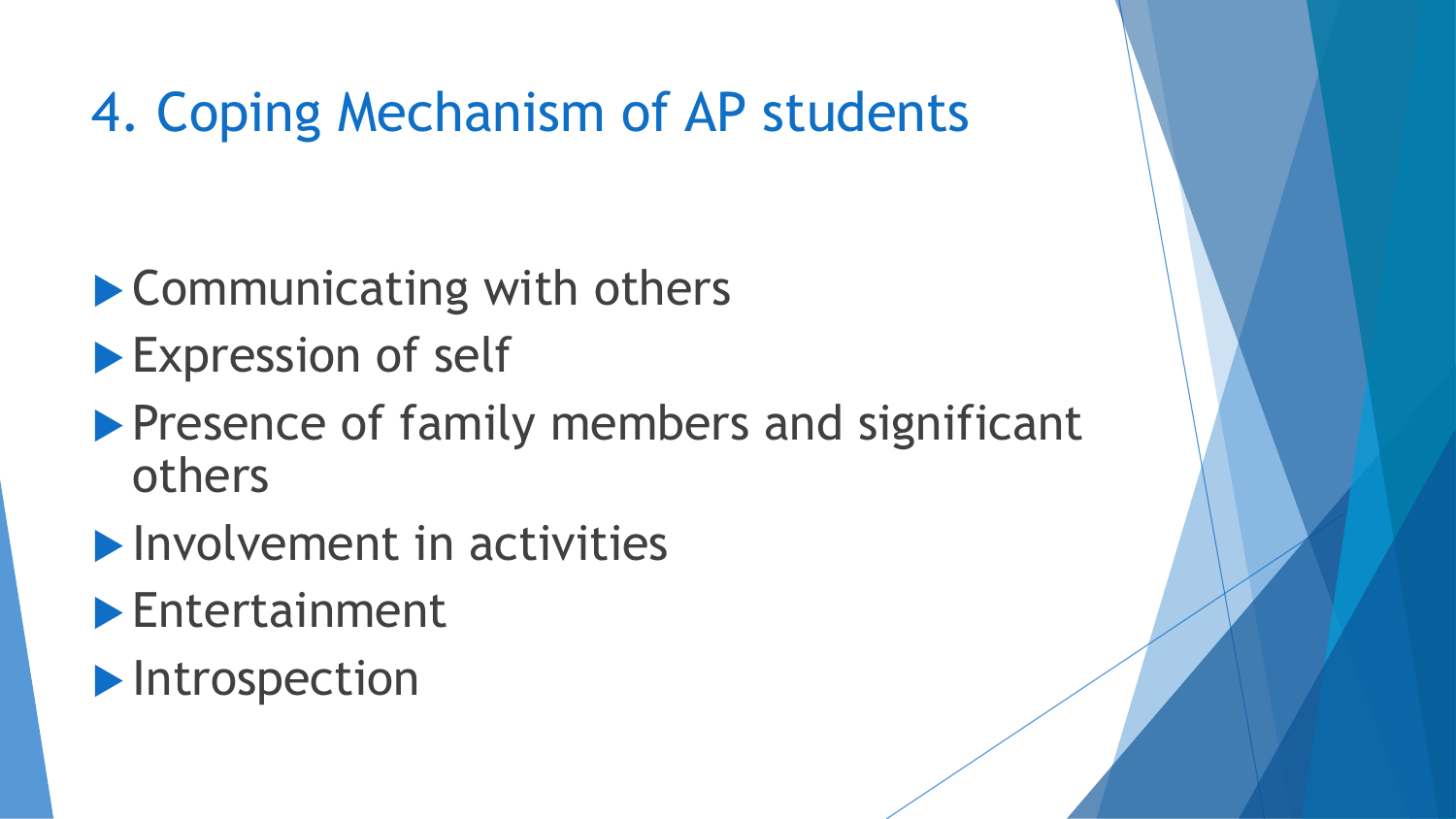# 4. Coping Mechanism of AP students

- Communicating with others
- Expression of self
- Presence of family members and significant others
- Involvement in activities
- Entertainment
- Introspection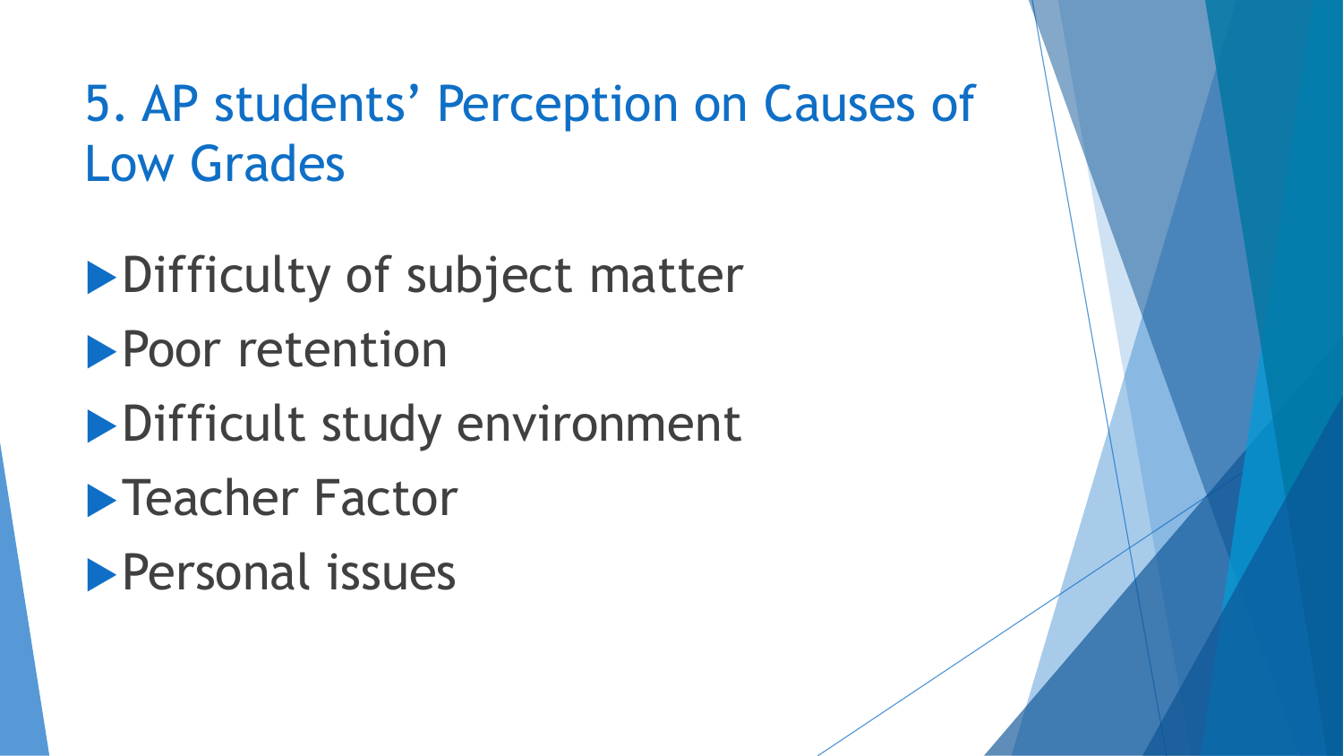# 5. AP students' Perception on Causes of Low Grades

- Difficulty of subject matter
- Poor retention
- Difficult study environment
- Teacher Factor
- Personal issues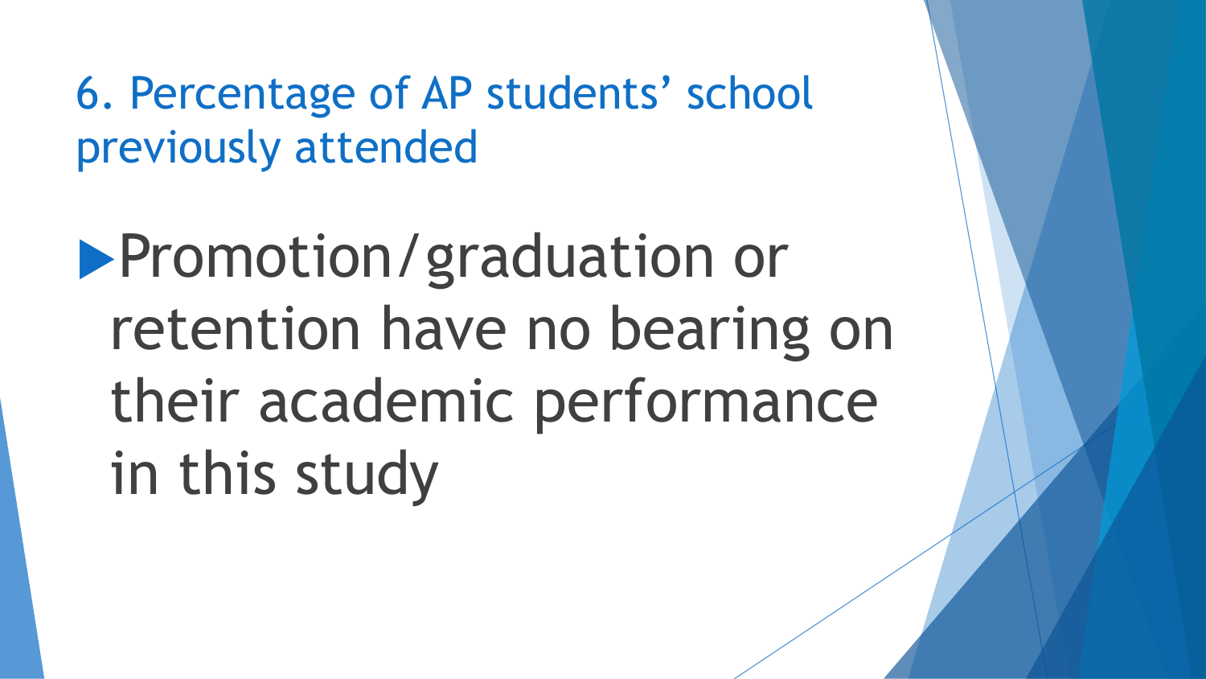## 6. Percentage of AP students' school previously attended

- Promotion/graduation or retention have no bearing on their academic performance in this study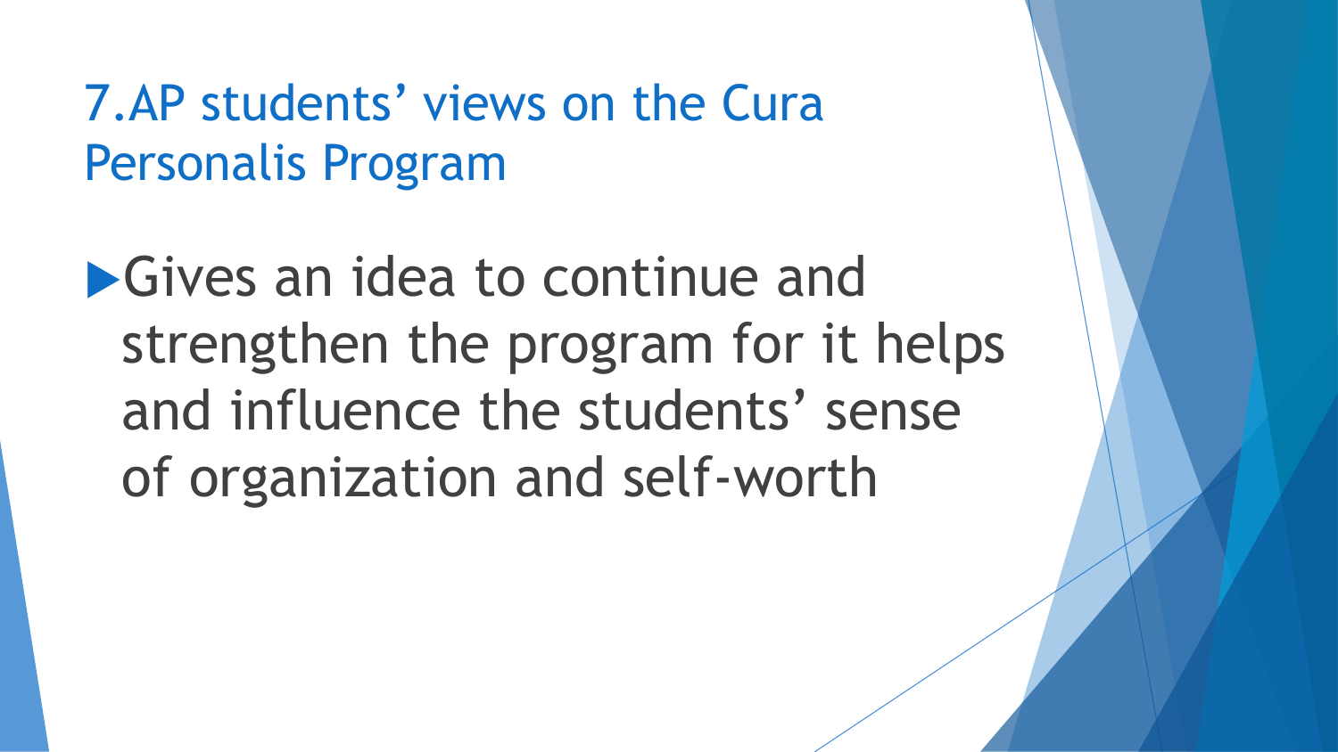# 7.AP students' views on the Cura Personalis Program

- Gives an idea to continue and strengthen the program for it helps and influence the students' sense of organization and self-worth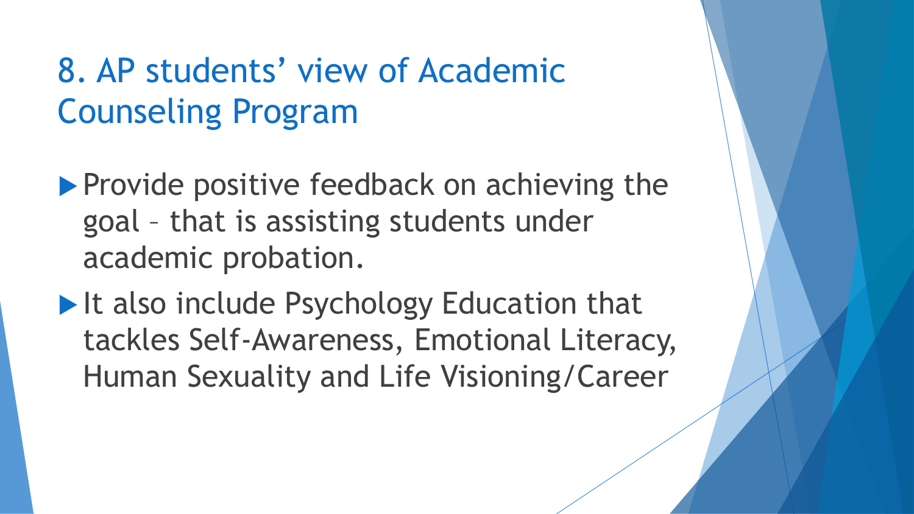# 8. AP students' view of Academic Counseling Program

- Provide positive feedback on achieving the goal – that is assisting students under academic probation.
- It also include Psychology Education that tackles Self-Awareness, Emotional Literacy, Human Sexuality and Life Visioning/Career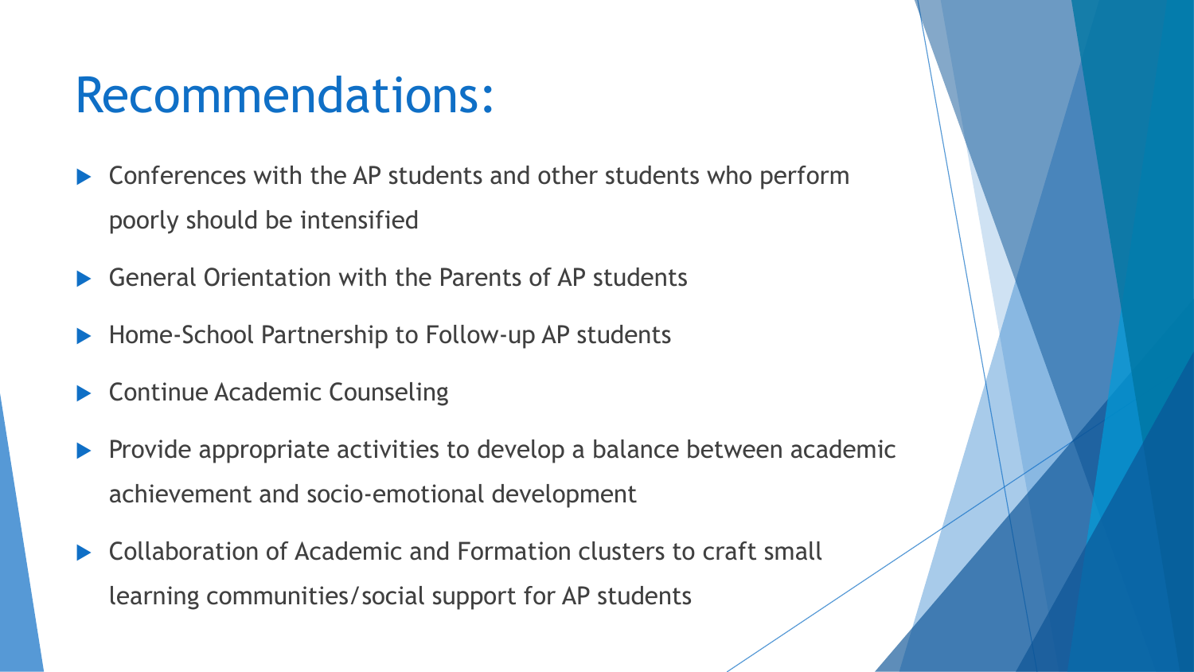# Recommendations:

- Conferences with the AP students and other students who perform poorly should be intensified
- General Orientation with the Parents of AP students
- Home-School Partnership to Follow-up AP students
- Continue Academic Counseling
- Provide appropriate activities to develop a balance between academic achievement and socio-emotional development
- Collaboration of Academic and Formation clusters to craft small learning communities/social support for AP students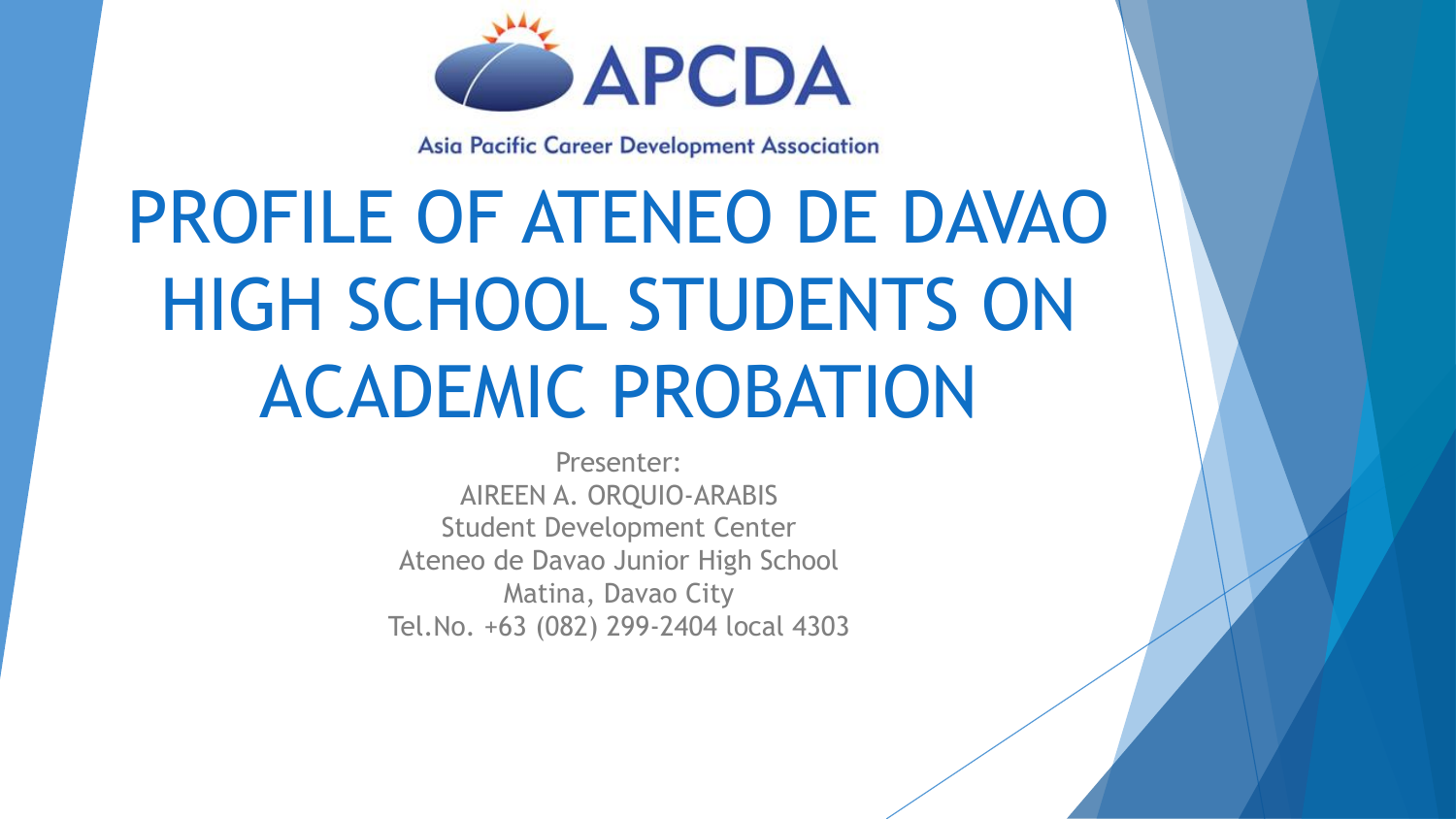APCDA

Asia Pacific Career Development Association

# PROFILE OF ATENEO DE DAVAO HIGH SCHOOL STUDENTS ON ACADEMIC PROBATION

Presenter:
AIREEN A. ORQUIO-ARABIS
Student Development Center
Ateneo de Davao Junior High School
Matina, Davao City
Tel.No. +63 (082) 299-2404 local 4303